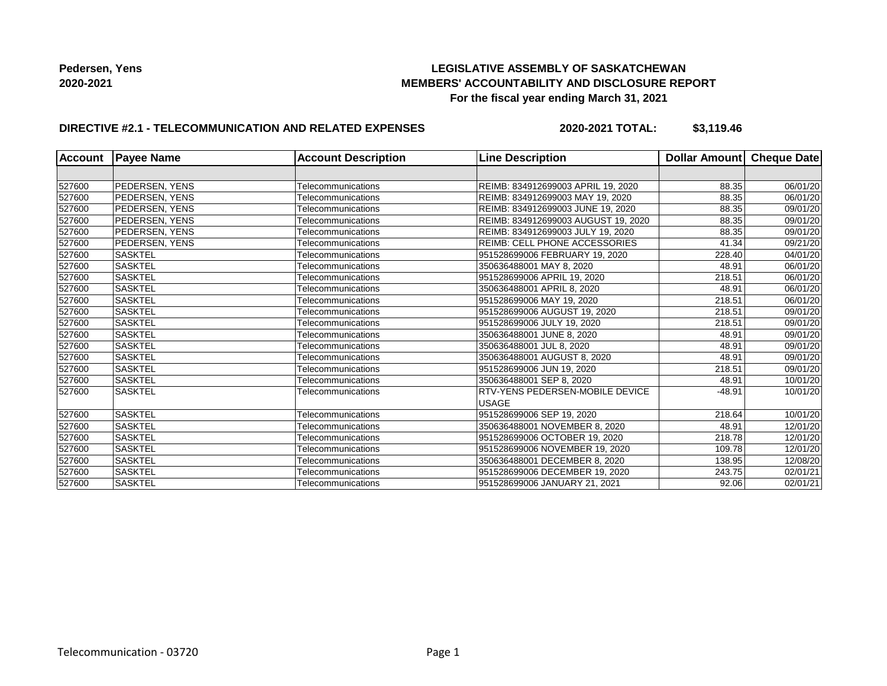**Pedersen, Yens**
**2020-2021**

**LEGISLATIVE ASSEMBLY OF SASKATCHEWAN**
**MEMBERS' ACCOUNTABILITY AND DISCLOSURE REPORT**
**For the fiscal year ending March 31, 2021**

**DIRECTIVE #2.1 - TELECOMMUNICATION AND RELATED EXPENSES** **2020-2021 TOTAL: $3,119.46**

| Account | Payee Name | Account Description | Line Description | Dollar Amount | Cheque Date |
|---|---|---|---|---|---|
| | | | | | |
| 527600 | PEDERSEN, YENS | Telecommunications | REIMB: 834912699003 APRIL 19, 2020 | 88.35 | 06/01/20 |
| 527600 | PEDERSEN, YENS | Telecommunications | REIMB: 834912699003 MAY 19, 2020 | 88.35 | 06/01/20 |
| 527600 | PEDERSEN, YENS | Telecommunications | REIMB: 834912699003 JUNE 19, 2020 | 88.35 | 09/01/20 |
| 527600 | PEDERSEN, YENS | Telecommunications | REIMB: 834912699003 AUGUST 19, 2020 | 88.35 | 09/01/20 |
| 527600 | PEDERSEN, YENS | Telecommunications | REIMB: 834912699003 JULY 19, 2020 | 88.35 | 09/01/20 |
| 527600 | PEDERSEN, YENS | Telecommunications | REIMB: CELL PHONE ACCESSORIES | 41.34 | 09/21/20 |
| 527600 | SASKTEL | Telecommunications | 951528699006 FEBRUARY 19, 2020 | 228.40 | 04/01/20 |
| 527600 | SASKTEL | Telecommunications | 350636488001 MAY 8, 2020 | 48.91 | 06/01/20 |
| 527600 | SASKTEL | Telecommunications | 951528699006 APRIL 19, 2020 | 218.51 | 06/01/20 |
| 527600 | SASKTEL | Telecommunications | 350636488001 APRIL 8, 2020 | 48.91 | 06/01/20 |
| 527600 | SASKTEL | Telecommunications | 951528699006 MAY 19, 2020 | 218.51 | 06/01/20 |
| 527600 | SASKTEL | Telecommunications | 951528699006 AUGUST 19, 2020 | 218.51 | 09/01/20 |
| 527600 | SASKTEL | Telecommunications | 951528699006 JULY 19, 2020 | 218.51 | 09/01/20 |
| 527600 | SASKTEL | Telecommunications | 350636488001 JUNE 8, 2020 | 48.91 | 09/01/20 |
| 527600 | SASKTEL | Telecommunications | 350636488001 JUL 8, 2020 | 48.91 | 09/01/20 |
| 527600 | SASKTEL | Telecommunications | 350636488001 AUGUST 8, 2020 | 48.91 | 09/01/20 |
| 527600 | SASKTEL | Telecommunications | 951528699006 JUN 19, 2020 | 218.51 | 09/01/20 |
| 527600 | SASKTEL | Telecommunications | 350636488001 SEP 8, 2020 | 48.91 | 10/01/20 |
| 527600 | SASKTEL | Telecommunications | RTV-YENS PEDERSEN-MOBILE DEVICE USAGE | -48.91 | 10/01/20 |
| 527600 | SASKTEL | Telecommunications | 951528699006 SEP 19, 2020 | 218.64 | 10/01/20 |
| 527600 | SASKTEL | Telecommunications | 350636488001 NOVEMBER 8, 2020 | 48.91 | 12/01/20 |
| 527600 | SASKTEL | Telecommunications | 951528699006 OCTOBER 19, 2020 | 218.78 | 12/01/20 |
| 527600 | SASKTEL | Telecommunications | 951528699006 NOVEMBER 19, 2020 | 109.78 | 12/01/20 |
| 527600 | SASKTEL | Telecommunications | 350636488001 DECEMBER 8, 2020 | 138.95 | 12/08/20 |
| 527600 | SASKTEL | Telecommunications | 951528699006 DECEMBER 19, 2020 | 243.75 | 02/01/21 |
| 527600 | SASKTEL | Telecommunications | 951528699006 JANUARY 21, 2021 | 92.06 | 02/01/21 |

Telecommunication - 03720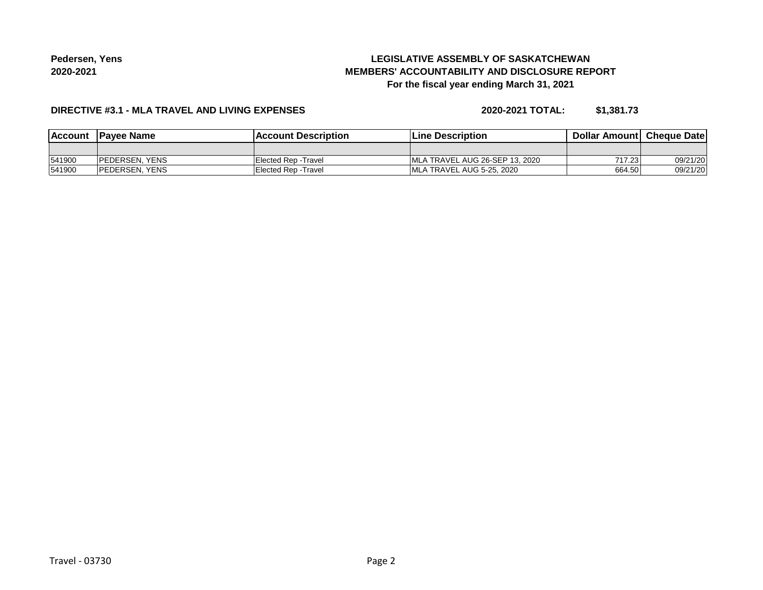**Pedersen, Yens**
**2020-2021**

**LEGISLATIVE ASSEMBLY OF SASKATCHEWAN**
**MEMBERS' ACCOUNTABILITY AND DISCLOSURE REPORT**
**For the fiscal year ending March 31, 2021**

**DIRECTIVE #3.1 - MLA TRAVEL AND LIVING EXPENSES** **2020-2021 TOTAL: $1,381.73**

| Account | Payee Name | Account Description | Line Description | Dollar Amount | Cheque Date |
|---|---|---|---|---|---|
| | | | | | |
| 541900 | PEDERSEN, YENS | Elected Rep -Travel | MLA TRAVEL AUG 26-SEP 13, 2020 | 717.23 | 09/21/20 |
| 541900 | PEDERSEN, YENS | Elected Rep -Travel | MLA TRAVEL AUG 5-25, 2020 | 664.50 | 09/21/20 |

Travel - 03730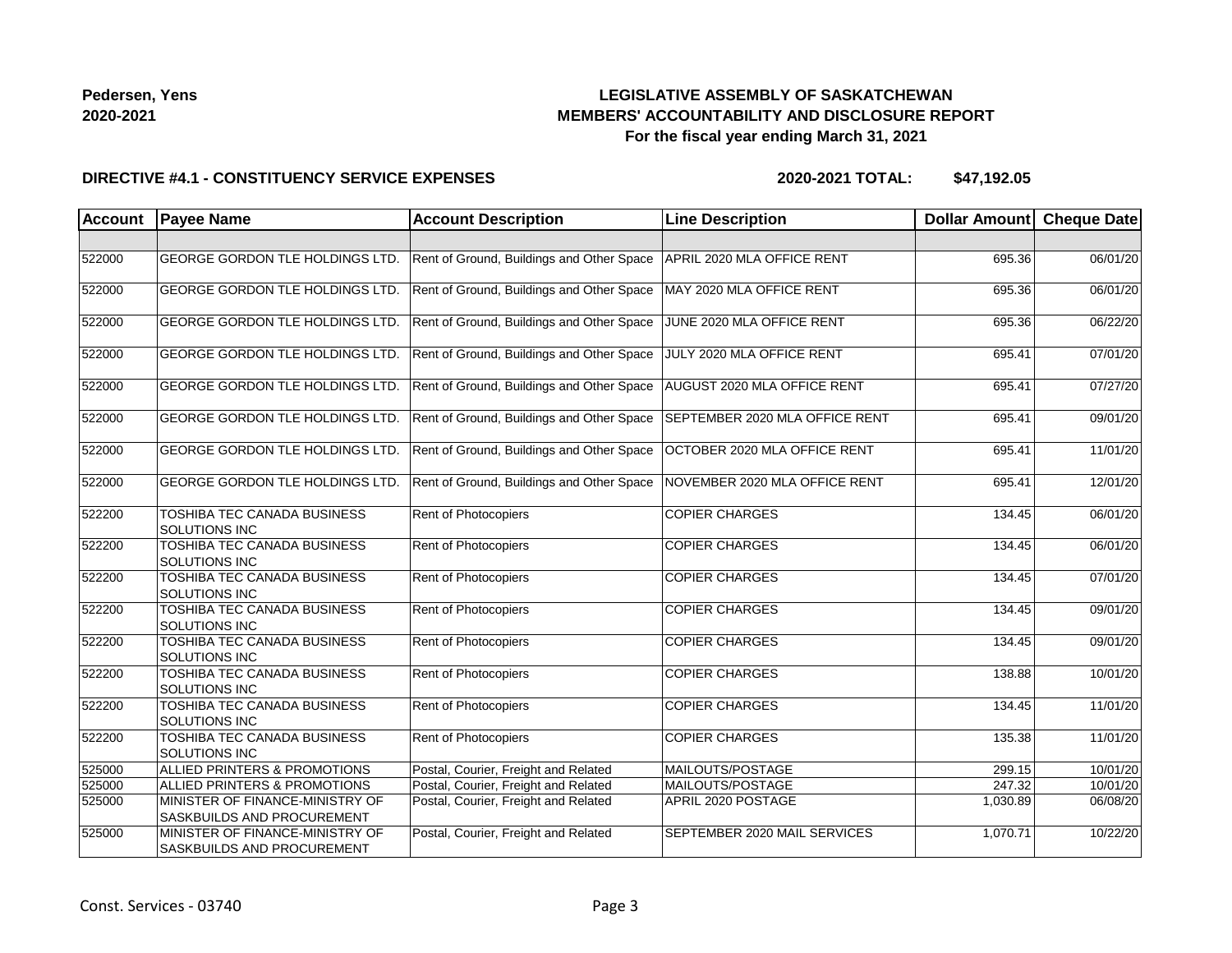**Pedersen, Yens**
**2020-2021**

# LEGISLATIVE ASSEMBLY OF SASKATCHEWAN
## MEMBERS' ACCOUNTABILITY AND DISCLOSURE REPORT
### For the fiscal year ending March 31, 2021

**DIRECTIVE #4.1 - CONSTITUENCY SERVICE EXPENSES** **2020-2021 TOTAL: $47,192.05**

| Account | Payee Name | Account Description | Line Description | Dollar Amount | Cheque Date |
|---|---|---|---|---|---|
| | | | | | |
| 522000 | GEORGE GORDON TLE HOLDINGS LTD. | Rent of Ground, Buildings and Other Space | APRIL 2020 MLA OFFICE RENT | 695.36 | 06/01/20 |
| 522000 | GEORGE GORDON TLE HOLDINGS LTD. | Rent of Ground, Buildings and Other Space | MAY 2020 MLA OFFICE RENT | 695.36 | 06/01/20 |
| 522000 | GEORGE GORDON TLE HOLDINGS LTD. | Rent of Ground, Buildings and Other Space | JUNE 2020 MLA OFFICE RENT | 695.36 | 06/22/20 |
| 522000 | GEORGE GORDON TLE HOLDINGS LTD. | Rent of Ground, Buildings and Other Space | JULY 2020 MLA OFFICE RENT | 695.41 | 07/01/20 |
| 522000 | GEORGE GORDON TLE HOLDINGS LTD. | Rent of Ground, Buildings and Other Space | AUGUST 2020 MLA OFFICE RENT | 695.41 | 07/27/20 |
| 522000 | GEORGE GORDON TLE HOLDINGS LTD. | Rent of Ground, Buildings and Other Space | SEPTEMBER 2020 MLA OFFICE RENT | 695.41 | 09/01/20 |
| 522000 | GEORGE GORDON TLE HOLDINGS LTD. | Rent of Ground, Buildings and Other Space | OCTOBER 2020 MLA OFFICE RENT | 695.41 | 11/01/20 |
| 522000 | GEORGE GORDON TLE HOLDINGS LTD. | Rent of Ground, Buildings and Other Space | NOVEMBER 2020 MLA OFFICE RENT | 695.41 | 12/01/20 |
| 522200 | TOSHIBA TEC CANADA BUSINESS SOLUTIONS INC | Rent of Photocopiers | COPIER CHARGES | 134.45 | 06/01/20 |
| 522200 | TOSHIBA TEC CANADA BUSINESS SOLUTIONS INC | Rent of Photocopiers | COPIER CHARGES | 134.45 | 06/01/20 |
| 522200 | TOSHIBA TEC CANADA BUSINESS SOLUTIONS INC | Rent of Photocopiers | COPIER CHARGES | 134.45 | 07/01/20 |
| 522200 | TOSHIBA TEC CANADA BUSINESS SOLUTIONS INC | Rent of Photocopiers | COPIER CHARGES | 134.45 | 09/01/20 |
| 522200 | TOSHIBA TEC CANADA BUSINESS SOLUTIONS INC | Rent of Photocopiers | COPIER CHARGES | 134.45 | 09/01/20 |
| 522200 | TOSHIBA TEC CANADA BUSINESS SOLUTIONS INC | Rent of Photocopiers | COPIER CHARGES | 138.88 | 10/01/20 |
| 522200 | TOSHIBA TEC CANADA BUSINESS SOLUTIONS INC | Rent of Photocopiers | COPIER CHARGES | 134.45 | 11/01/20 |
| 522200 | TOSHIBA TEC CANADA BUSINESS SOLUTIONS INC | Rent of Photocopiers | COPIER CHARGES | 135.38 | 11/01/20 |
| 525000 | ALLIED PRINTERS & PROMOTIONS | Postal, Courier, Freight and Related | MAILOUTS/POSTAGE | 299.15 | 10/01/20 |
| 525000 | ALLIED PRINTERS & PROMOTIONS | Postal, Courier, Freight and Related | MAILOUTS/POSTAGE | 247.32 | 10/01/20 |
| 525000 | MINISTER OF FINANCE-MINISTRY OF SASKBUILDS AND PROCUREMENT | Postal, Courier, Freight and Related | APRIL 2020 POSTAGE | 1,030.89 | 06/08/20 |
| 525000 | MINISTER OF FINANCE-MINISTRY OF SASKBUILDS AND PROCUREMENT | Postal, Courier, Freight and Related | SEPTEMBER 2020 MAIL SERVICES | 1,070.71 | 10/22/20 |

Const. Services - 03740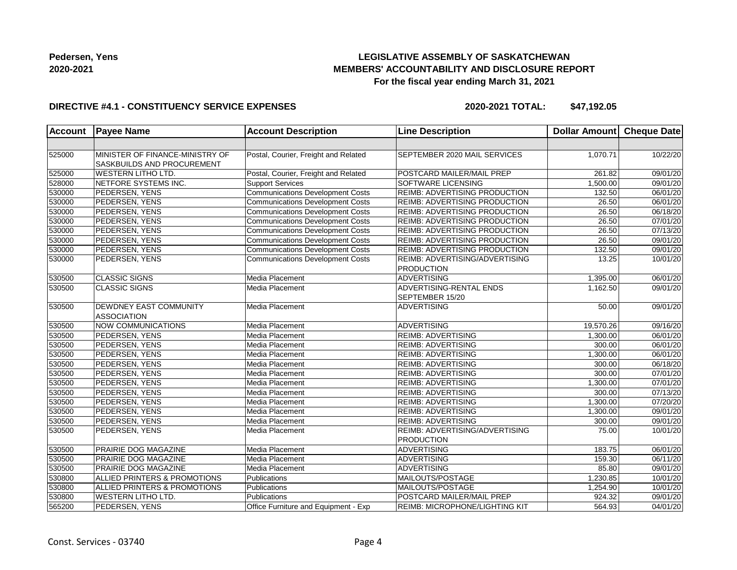**Pedersen, Yens**
**2020-2021**

# LEGISLATIVE ASSEMBLY OF SASKATCHEWAN
## MEMBERS' ACCOUNTABILITY AND DISCLOSURE REPORT
### For the fiscal year ending March 31, 2021

**DIRECTIVE #4.1 - CONSTITUENCY SERVICE EXPENSES** **2020-2021 TOTAL: $47,192.05**

| Account | Payee Name | Account Description | Line Description | Dollar Amount | Cheque Date |
|---|---|---|---|---|---|
| | | | | | |
| 525000 | MINISTER OF FINANCE-MINISTRY OF SASKBUILDS AND PROCUREMENT | Postal, Courier, Freight and Related | SEPTEMBER 2020 MAIL SERVICES | 1,070.71 | 10/22/20 |
| 525000 | WESTERN LITHO LTD. | Postal, Courier, Freight and Related | POSTCARD MAILER/MAIL PREP | 261.82 | 09/01/20 |
| 528000 | NETFORE SYSTEMS INC. | Support Services | SOFTWARE LICENSING | 1,500.00 | 09/01/20 |
| 530000 | PEDERSEN, YENS | Communications Development Costs | REIMB: ADVERTISING PRODUCTION | 132.50 | 06/01/20 |
| 530000 | PEDERSEN, YENS | Communications Development Costs | REIMB: ADVERTISING PRODUCTION | 26.50 | 06/01/20 |
| 530000 | PEDERSEN, YENS | Communications Development Costs | REIMB: ADVERTISING PRODUCTION | 26.50 | 06/18/20 |
| 530000 | PEDERSEN, YENS | Communications Development Costs | REIMB: ADVERTISING PRODUCTION | 26.50 | 07/01/20 |
| 530000 | PEDERSEN, YENS | Communications Development Costs | REIMB: ADVERTISING PRODUCTION | 26.50 | 07/13/20 |
| 530000 | PEDERSEN, YENS | Communications Development Costs | REIMB: ADVERTISING PRODUCTION | 26.50 | 09/01/20 |
| 530000 | PEDERSEN, YENS | Communications Development Costs | REIMB: ADVERTISING PRODUCTION | 132.50 | 09/01/20 |
| 530000 | PEDERSEN, YENS | Communications Development Costs | REIMB: ADVERTISING/ADVERTISING PRODUCTION | 13.25 | 10/01/20 |
| 530500 | CLASSIC SIGNS | Media Placement | ADVERTISING | 1,395.00 | 06/01/20 |
| 530500 | CLASSIC SIGNS | Media Placement | ADVERTISING-RENTAL ENDS SEPTEMBER 15/20 | 1,162.50 | 09/01/20 |
| 530500 | DEWDNEY EAST COMMUNITY ASSOCIATION | Media Placement | ADVERTISING | 50.00 | 09/01/20 |
| 530500 | NOW COMMUNICATIONS | Media Placement | ADVERTISING | 19,570.26 | 09/16/20 |
| 530500 | PEDERSEN, YENS | Media Placement | REIMB: ADVERTISING | 1,300.00 | 06/01/20 |
| 530500 | PEDERSEN, YENS | Media Placement | REIMB: ADVERTISING | 300.00 | 06/01/20 |
| 530500 | PEDERSEN, YENS | Media Placement | REIMB: ADVERTISING | 1,300.00 | 06/01/20 |
| 530500 | PEDERSEN, YENS | Media Placement | REIMB: ADVERTISING | 300.00 | 06/18/20 |
| 530500 | PEDERSEN, YENS | Media Placement | REIMB: ADVERTISING | 300.00 | 07/01/20 |
| 530500 | PEDERSEN, YENS | Media Placement | REIMB: ADVERTISING | 1,300.00 | 07/01/20 |
| 530500 | PEDERSEN, YENS | Media Placement | REIMB: ADVERTISING | 300.00 | 07/13/20 |
| 530500 | PEDERSEN, YENS | Media Placement | REIMB: ADVERTISING | 1,300.00 | 07/20/20 |
| 530500 | PEDERSEN, YENS | Media Placement | REIMB: ADVERTISING | 1,300.00 | 09/01/20 |
| 530500 | PEDERSEN, YENS | Media Placement | REIMB: ADVERTISING | 300.00 | 09/01/20 |
| 530500 | PEDERSEN, YENS | Media Placement | REIMB: ADVERTISING/ADVERTISING PRODUCTION | 75.00 | 10/01/20 |
| 530500 | PRAIRIE DOG MAGAZINE | Media Placement | ADVERTISING | 183.75 | 06/01/20 |
| 530500 | PRAIRIE DOG MAGAZINE | Media Placement | ADVERTISING | 159.30 | 06/11/20 |
| 530500 | PRAIRIE DOG MAGAZINE | Media Placement | ADVERTISING | 85.80 | 09/01/20 |
| 530800 | ALLIED PRINTERS & PROMOTIONS | Publications | MAILOUTS/POSTAGE | 1,230.85 | 10/01/20 |
| 530800 | ALLIED PRINTERS & PROMOTIONS | Publications | MAILOUTS/POSTAGE | 1,254.90 | 10/01/20 |
| 530800 | WESTERN LITHO LTD. | Publications | POSTCARD MAILER/MAIL PREP | 924.32 | 09/01/20 |
| 565200 | PEDERSEN, YENS | Office Furniture and Equipment - Exp | REIMB: MICROPHONE/LIGHTING KIT | 564.93 | 04/01/20 |

Const. Services - 03740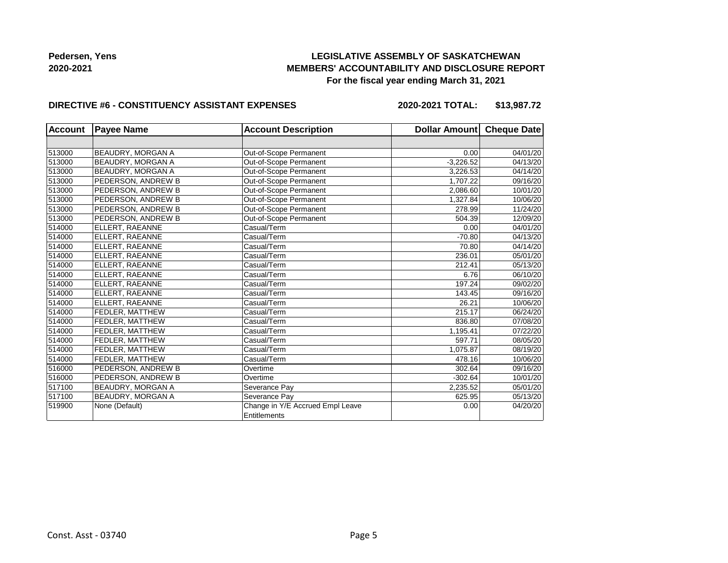**Pedersen, Yens**
**2020-2021**

**LEGISLATIVE ASSEMBLY OF SASKATCHEWAN**
**MEMBERS' ACCOUNTABILITY AND DISCLOSURE REPORT**
**For the fiscal year ending March 31, 2021**

**DIRECTIVE #6 - CONSTITUENCY ASSISTANT EXPENSES** **2020-2021 TOTAL: $13,987.72**

| Account | Payee Name | Account Description | Dollar Amount | Cheque Date |
|---|---|---|---|---|
| | | | | |
| 513000 | BEAUDRY, MORGAN A | Out-of-Scope Permanent | 0.00 | 04/01/20 |
| 513000 | BEAUDRY, MORGAN A | Out-of-Scope Permanent | -3,226.52 | 04/13/20 |
| 513000 | BEAUDRY, MORGAN A | Out-of-Scope Permanent | 3,226.53 | 04/14/20 |
| 513000 | PEDERSON, ANDREW B | Out-of-Scope Permanent | 1,707.22 | 09/16/20 |
| 513000 | PEDERSON, ANDREW B | Out-of-Scope Permanent | 2,086.60 | 10/01/20 |
| 513000 | PEDERSON, ANDREW B | Out-of-Scope Permanent | 1,327.84 | 10/06/20 |
| 513000 | PEDERSON, ANDREW B | Out-of-Scope Permanent | 278.99 | 11/24/20 |
| 513000 | PEDERSON, ANDREW B | Out-of-Scope Permanent | 504.39 | 12/09/20 |
| 514000 | ELLERT, RAEANNE | Casual/Term | 0.00 | 04/01/20 |
| 514000 | ELLERT, RAEANNE | Casual/Term | -70.80 | 04/13/20 |
| 514000 | ELLERT, RAEANNE | Casual/Term | 70.80 | 04/14/20 |
| 514000 | ELLERT, RAEANNE | Casual/Term | 236.01 | 05/01/20 |
| 514000 | ELLERT, RAEANNE | Casual/Term | 212.41 | 05/13/20 |
| 514000 | ELLERT, RAEANNE | Casual/Term | 6.76 | 06/10/20 |
| 514000 | ELLERT, RAEANNE | Casual/Term | 197.24 | 09/02/20 |
| 514000 | ELLERT, RAEANNE | Casual/Term | 143.45 | 09/16/20 |
| 514000 | ELLERT, RAEANNE | Casual/Term | 26.21 | 10/06/20 |
| 514000 | FEDLER, MATTHEW | Casual/Term | 215.17 | 06/24/20 |
| 514000 | FEDLER, MATTHEW | Casual/Term | 836.80 | 07/08/20 |
| 514000 | FEDLER, MATTHEW | Casual/Term | 1,195.41 | 07/22/20 |
| 514000 | FEDLER, MATTHEW | Casual/Term | 597.71 | 08/05/20 |
| 514000 | FEDLER, MATTHEW | Casual/Term | 1,075.87 | 08/19/20 |
| 514000 | FEDLER, MATTHEW | Casual/Term | 478.16 | 10/06/20 |
| 516000 | PEDERSON, ANDREW B | Overtime | 302.64 | 09/16/20 |
| 516000 | PEDERSON, ANDREW B | Overtime | -302.64 | 10/01/20 |
| 517100 | BEAUDRY, MORGAN A | Severance Pay | 2,235.52 | 05/01/20 |
| 517100 | BEAUDRY, MORGAN A | Severance Pay | 625.95 | 05/13/20 |
| 519900 | None (Default) | Change in Y/E Accrued Empl Leave Entitlements | 0.00 | 04/20/20 |

Const. Asst - 03740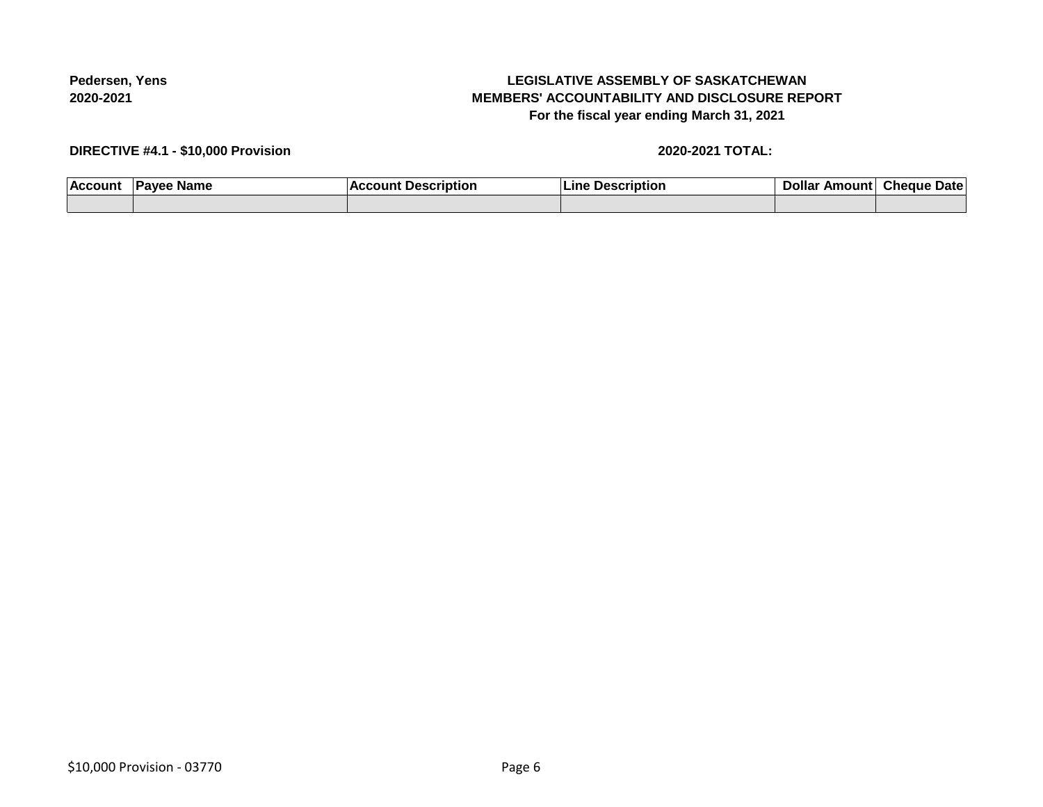**Pedersen, Yens**
**2020-2021**

**LEGISLATIVE ASSEMBLY OF SASKATCHEWAN**
**MEMBERS' ACCOUNTABILITY AND DISCLOSURE REPORT**
**For the fiscal year ending March 31, 2021**

**DIRECTIVE #4.1 - $10,000 Provision**

**2020-2021 TOTAL:**

| Account | Payee Name | Account Description | Line Description | Dollar Amount | Cheque Date |
|---|---|---|---|---|---|
| | | | | | |

$10,000 Provision - 03770